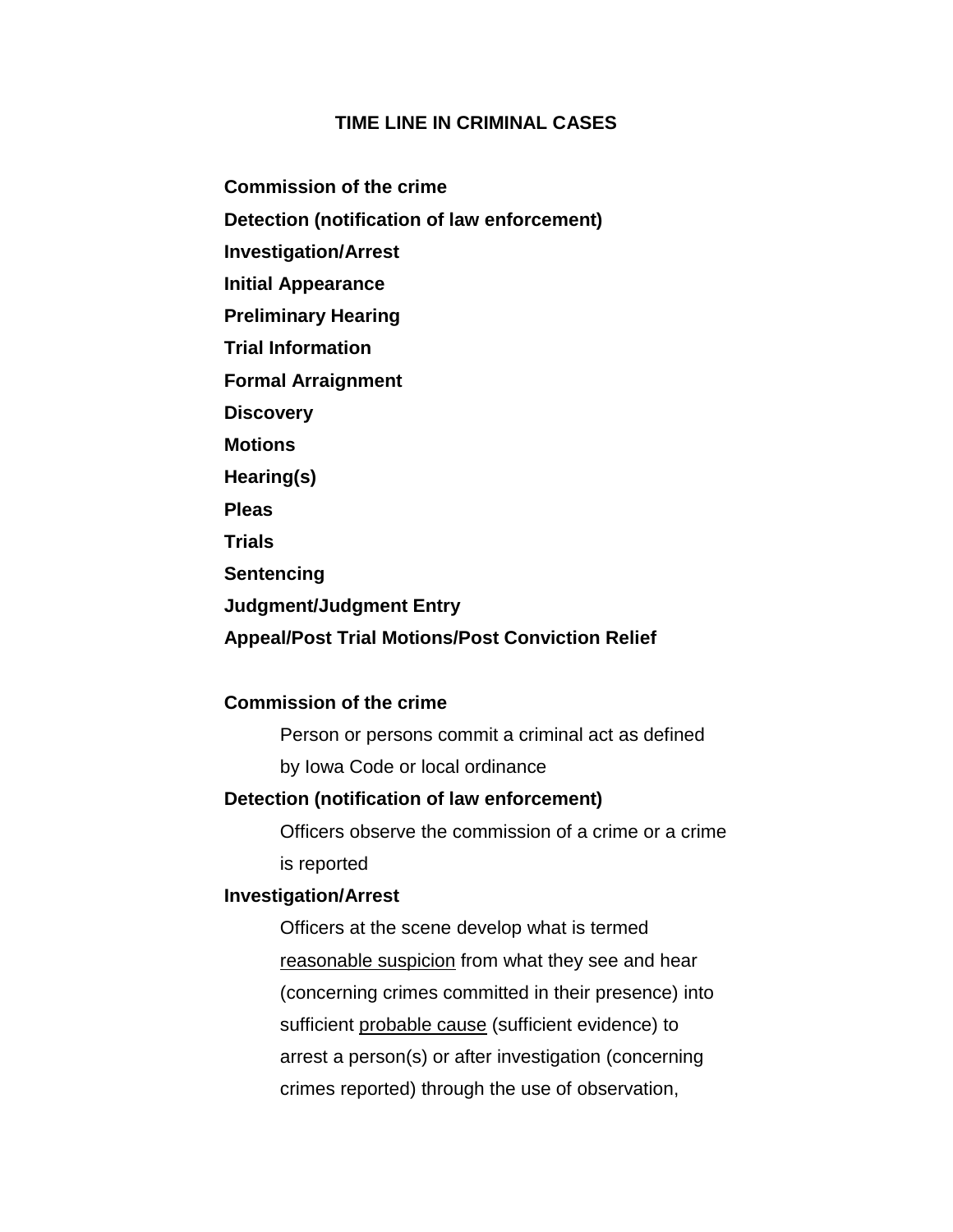# TIME LINE IN CRIMINAL CASES

**Commission of the crime**
**Detection (notification of law enforcement)**
**Investigation/Arrest**
**Initial Appearance**
**Preliminary Hearing**
**Trial Information**
**Formal Arraignment**
**Discovery**
**Motions**
**Hearing(s)**
**Pleas**
**Trials**
**Sentencing**
**Judgment/Judgment Entry**
**Appeal/Post Trial Motions/Post Conviction Relief**

**Commission of the crime**

Person or persons commit a criminal act as defined by Iowa Code or local ordinance

**Detection (notification of law enforcement)**

Officers observe the commission of a crime or a crime is reported

**Investigation/Arrest**

Officers at the scene develop what is termed <u>reasonable suspicion</u> from what they see and hear (concerning crimes committed in their presence) into sufficient <u>probable cause</u> (sufficient evidence) to arrest a person(s) or after investigation (concerning crimes reported) through the use of observation,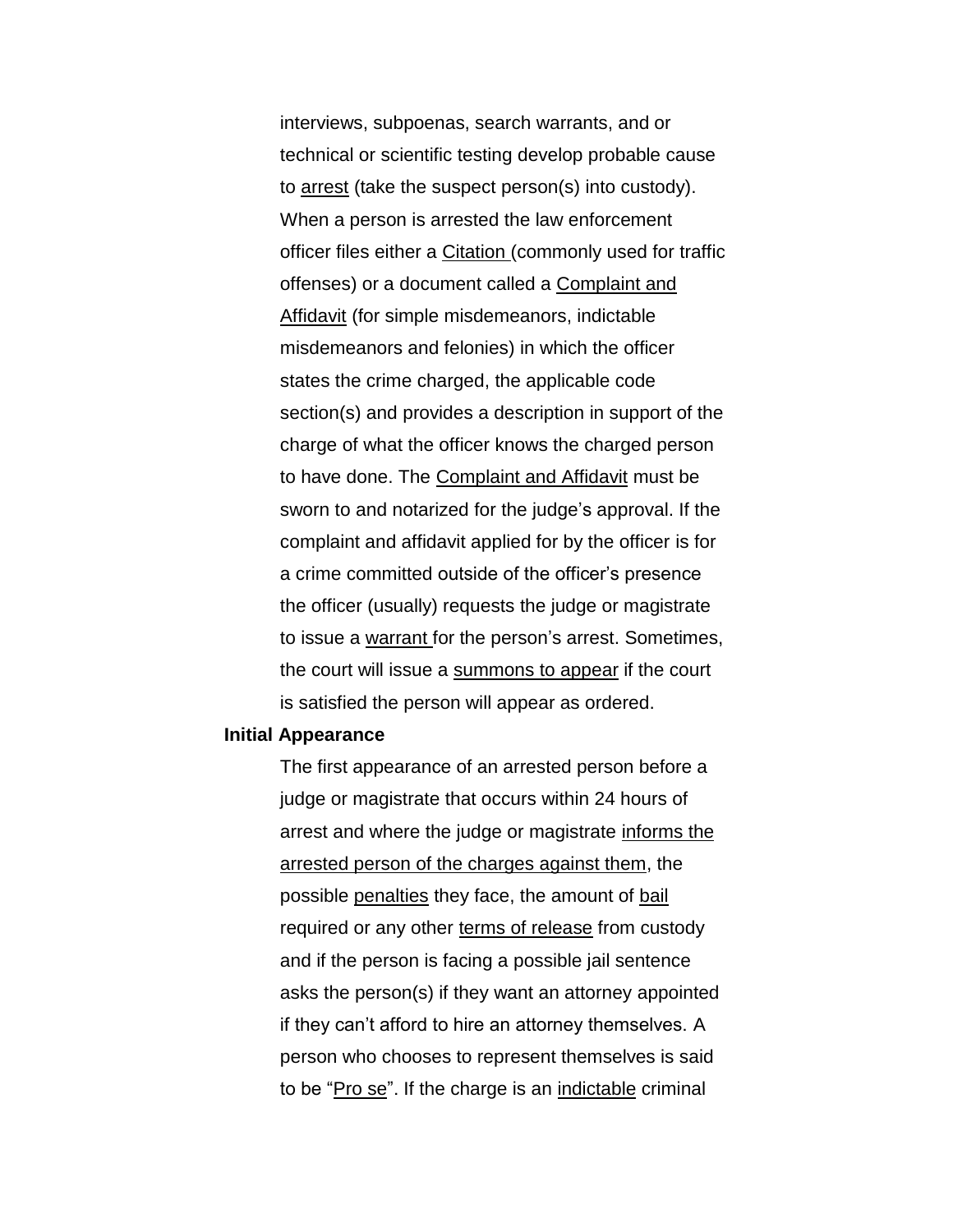interviews, subpoenas, search warrants, and or technical or scientific testing develop probable cause to arrest (take the suspect person(s) into custody). When a person is arrested the law enforcement officer files either a Citation (commonly used for traffic offenses) or a document called a Complaint and Affidavit (for simple misdemeanors, indictable misdemeanors and felonies) in which the officer states the crime charged, the applicable code section(s) and provides a description in support of the charge of what the officer knows the charged person to have done. The Complaint and Affidavit must be sworn to and notarized for the judge's approval. If the complaint and affidavit applied for by the officer is for a crime committed outside of the officer's presence the officer (usually) requests the judge or magistrate to issue a warrant for the person's arrest. Sometimes, the court will issue a summons to appear if the court is satisfied the person will appear as ordered.

**Initial Appearance**

The first appearance of an arrested person before a judge or magistrate that occurs within 24 hours of arrest and where the judge or magistrate informs the arrested person of the charges against them, the possible penalties they face, the amount of bail required or any other terms of release from custody and if the person is facing a possible jail sentence asks the person(s) if they want an attorney appointed if they can't afford to hire an attorney themselves. A person who chooses to represent themselves is said to be "Pro se". If the charge is an indictable criminal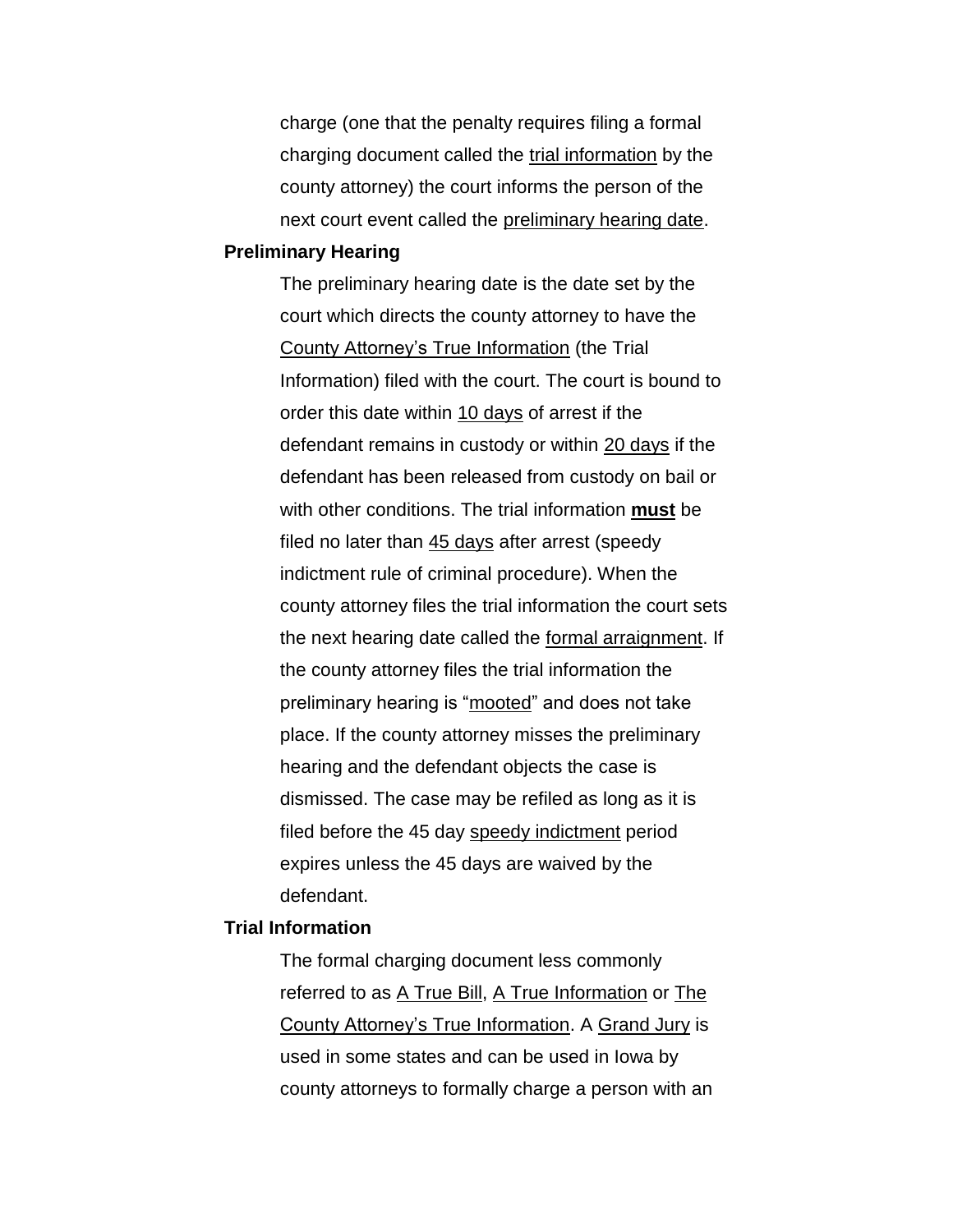charge (one that the penalty requires filing a formal charging document called the <u>trial information</u> by the county attorney) the court informs the person of the next court event called the <u>preliminary hearing date</u>.

**Preliminary Hearing**

The preliminary hearing date is the date set by the court which directs the county attorney to have the <u>County Attorney's True Information</u> (the Trial Information) filed with the court. The court is bound to order this date within <u>10 days</u> of arrest if the defendant remains in custody or within <u>20 days</u> if the defendant has been released from custody on bail or with other conditions. The trial information <u>**must**</u> be filed no later than <u>45 days</u> after arrest (speedy indictment rule of criminal procedure). When the county attorney files the trial information the court sets the next hearing date called the <u>formal arraignment</u>. If the county attorney files the trial information the preliminary hearing is "<u>mooted</u>" and does not take place. If the county attorney misses the preliminary hearing and the defendant objects the case is dismissed. The case may be refiled as long as it is filed before the 45 day <u>speedy indictment</u> period expires unless the 45 days are waived by the defendant.

**Trial Information**

The formal charging document less commonly referred to as <u>A True Bill</u>, <u>A True Information</u> or <u>The County Attorney's True Information</u>. A <u>Grand Jury</u> is used in some states and can be used in Iowa by county attorneys to formally charge a person with an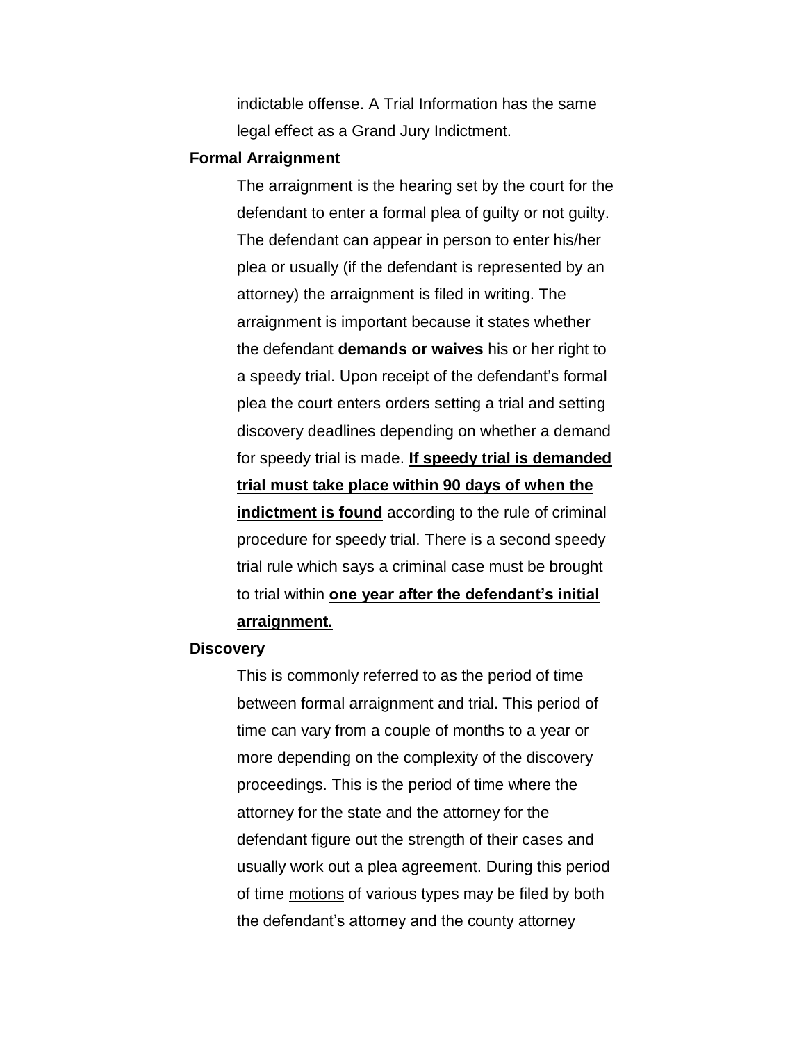indictable offense. A Trial Information has the same legal effect as a Grand Jury Indictment.

**Formal Arraignment**

The arraignment is the hearing set by the court for the defendant to enter a formal plea of guilty or not guilty. The defendant can appear in person to enter his/her plea or usually (if the defendant is represented by an attorney) the arraignment is filed in writing. The arraignment is important because it states whether the defendant **demands or waives** his or her right to a speedy trial. Upon receipt of the defendant's formal plea the court enters orders setting a trial and setting discovery deadlines depending on whether a demand for speedy trial is made. <u>**If speedy trial is demanded trial must take place within 90 days of when the indictment is found**</u> according to the rule of criminal procedure for speedy trial. There is a second speedy trial rule which says a criminal case must be brought to trial within <u>**one year after the defendant's initial arraignment.**</u>

**Discovery**

This is commonly referred to as the period of time between formal arraignment and trial. This period of time can vary from a couple of months to a year or more depending on the complexity of the discovery proceedings. This is the period of time where the attorney for the state and the attorney for the defendant figure out the strength of their cases and usually work out a plea agreement. During this period of time <u>motions</u> of various types may be filed by both the defendant's attorney and the county attorney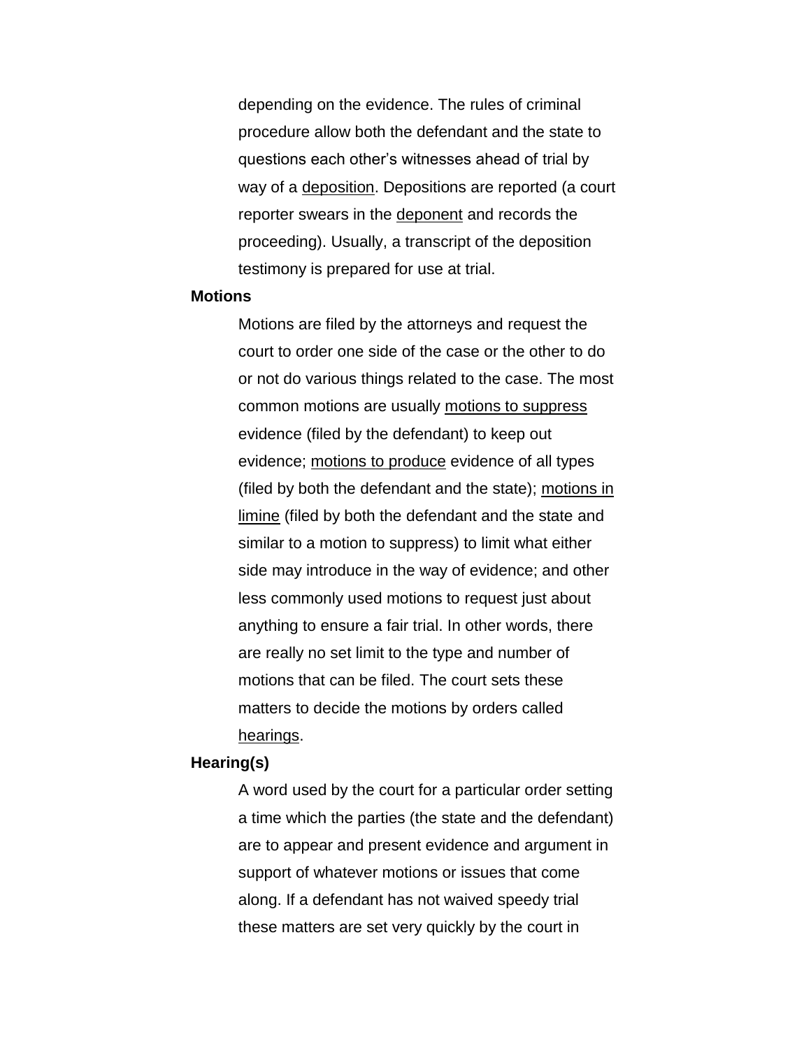depending on the evidence. The rules of criminal procedure allow both the defendant and the state to questions each other's witnesses ahead of trial by way of a deposition. Depositions are reported (a court reporter swears in the deponent and records the proceeding). Usually, a transcript of the deposition testimony is prepared for use at trial.

**Motions**

Motions are filed by the attorneys and request the court to order one side of the case or the other to do or not do various things related to the case. The most common motions are usually motions to suppress evidence (filed by the defendant) to keep out evidence; motions to produce evidence of all types (filed by both the defendant and the state); motions in limine (filed by both the defendant and the state and similar to a motion to suppress) to limit what either side may introduce in the way of evidence; and other less commonly used motions to request just about anything to ensure a fair trial. In other words, there are really no set limit to the type and number of motions that can be filed. The court sets these matters to decide the motions by orders called hearings.

**Hearing(s)**

A word used by the court for a particular order setting a time which the parties (the state and the defendant) are to appear and present evidence and argument in support of whatever motions or issues that come along. If a defendant has not waived speedy trial these matters are set very quickly by the court in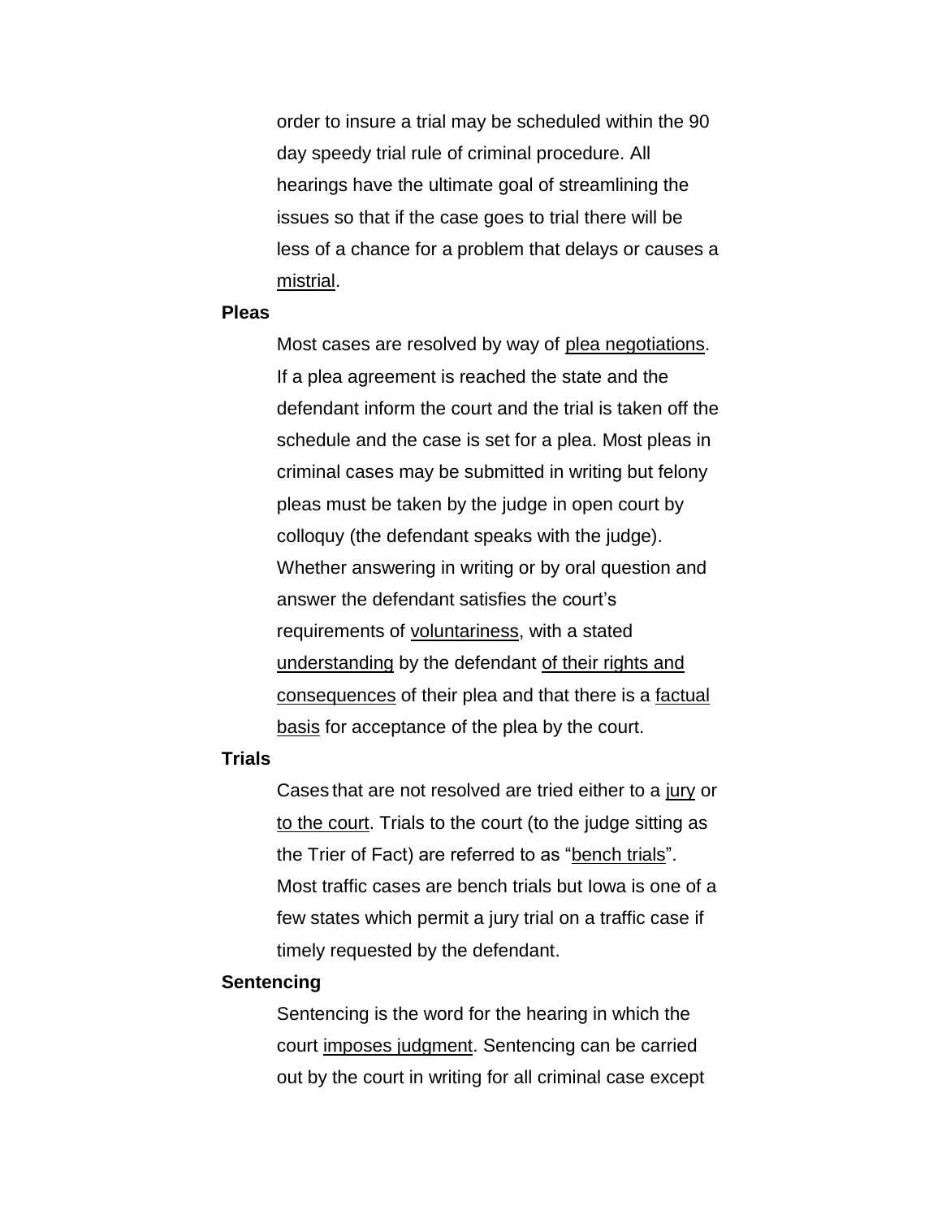order to insure a trial may be scheduled within the 90 day speedy trial rule of criminal procedure. All hearings have the ultimate goal of streamlining the issues so that if the case goes to trial there will be less of a chance for a problem that delays or causes a mistrial.

**Pleas**

Most cases are resolved by way of plea negotiations. If a plea agreement is reached the state and the defendant inform the court and the trial is taken off the schedule and the case is set for a plea. Most pleas in criminal cases may be submitted in writing but felony pleas must be taken by the judge in open court by colloquy (the defendant speaks with the judge). Whether answering in writing or by oral question and answer the defendant satisfies the court's requirements of voluntariness, with a stated understanding by the defendant of their rights and consequences of their plea and that there is a factual basis for acceptance of the plea by the court.

**Trials**

Cases that are not resolved are tried either to a jury or to the court. Trials to the court (to the judge sitting as the Trier of Fact) are referred to as "bench trials". Most traffic cases are bench trials but Iowa is one of a few states which permit a jury trial on a traffic case if timely requested by the defendant.

**Sentencing**

Sentencing is the word for the hearing in which the court imposes judgment. Sentencing can be carried out by the court in writing for all criminal case except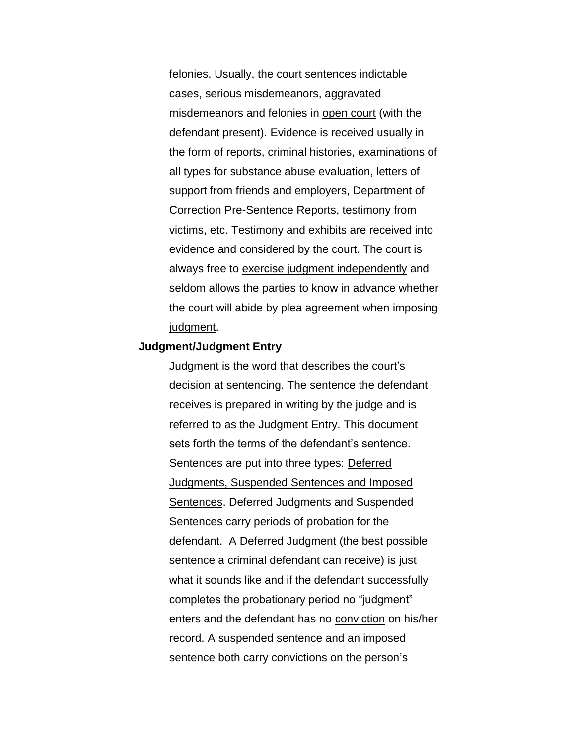felonies. Usually, the court sentences indictable cases, serious misdemeanors, aggravated misdemeanors and felonies in open court (with the defendant present). Evidence is received usually in the form of reports, criminal histories, examinations of all types for substance abuse evaluation, letters of support from friends and employers, Department of Correction Pre-Sentence Reports, testimony from victims, etc. Testimony and exhibits are received into evidence and considered by the court. The court is always free to exercise judgment independently and seldom allows the parties to know in advance whether the court will abide by plea agreement when imposing judgment.

**Judgment/Judgment Entry**

Judgment is the word that describes the court's decision at sentencing. The sentence the defendant receives is prepared in writing by the judge and is referred to as the Judgment Entry. This document sets forth the terms of the defendant's sentence. Sentences are put into three types: Deferred Judgments, Suspended Sentences and Imposed Sentences. Deferred Judgments and Suspended Sentences carry periods of probation for the defendant. A Deferred Judgment (the best possible sentence a criminal defendant can receive) is just what it sounds like and if the defendant successfully completes the probationary period no "judgment" enters and the defendant has no conviction on his/her record. A suspended sentence and an imposed sentence both carry convictions on the person's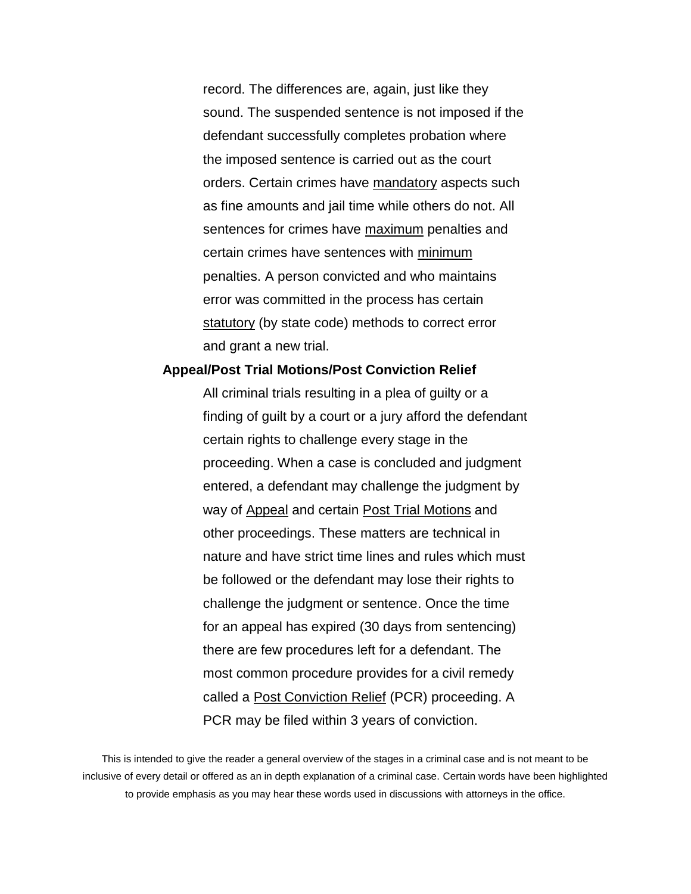record. The differences are, again, just like they sound. The suspended sentence is not imposed if the defendant successfully completes probation where the imposed sentence is carried out as the court orders. Certain crimes have <u>mandatory</u> aspects such as fine amounts and jail time while others do not. All sentences for crimes have <u>maximum</u> penalties and certain crimes have sentences with <u>minimum</u> penalties. A person convicted and who maintains error was committed in the process has certain <u>statutory</u> (by state code) methods to correct error and grant a new trial.

**Appeal/Post Trial Motions/Post Conviction Relief**

All criminal trials resulting in a plea of guilty or a finding of guilt by a court or a jury afford the defendant certain rights to challenge every stage in the proceeding. When a case is concluded and judgment entered, a defendant may challenge the judgment by way of <u>Appeal</u> and certain <u>Post Trial Motions</u> and other proceedings. These matters are technical in nature and have strict time lines and rules which must be followed or the defendant may lose their rights to challenge the judgment or sentence. Once the time for an appeal has expired (30 days from sentencing) there are few procedures left for a defendant. The most common procedure provides for a civil remedy called a <u>Post Conviction Relief</u> (PCR) proceeding. A PCR may be filed within 3 years of conviction.

This is intended to give the reader a general overview of the stages in a criminal case and is not meant to be inclusive of every detail or offered as an in depth explanation of a criminal case. Certain words have been highlighted to provide emphasis as you may hear these words used in discussions with attorneys in the office.